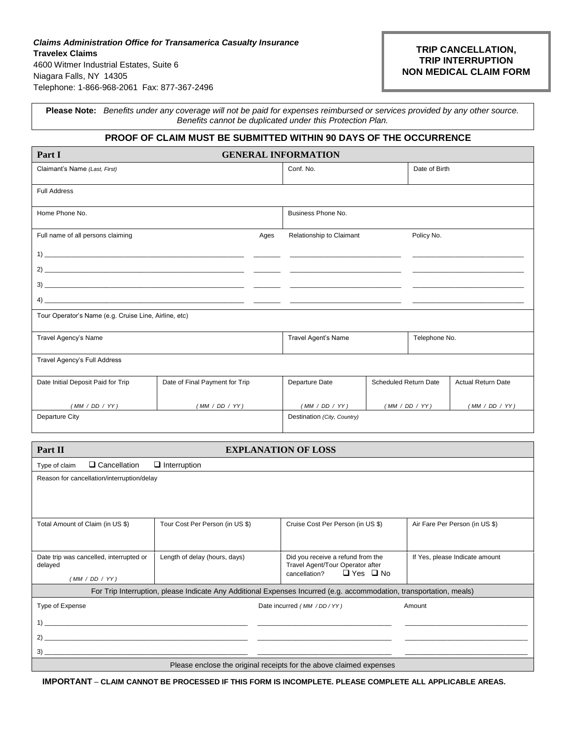*Claims Administration Office for Transamerica Casualty Insurance*
**Travelex Claims**
4600 Witmer Industrial Estates, Suite 6
Niagara Falls, NY 14305
Telephone: 1-866-968-2061 Fax: 877-367-2496

**TRIP CANCELLATION, TRIP INTERRUPTION NON MEDICAL CLAIM FORM**

**Please Note:** *Benefits under any coverage will not be paid for expenses reimbursed or services provided by any other source. Benefits cannot be duplicated under this Protection Plan.*

**PROOF OF CLAIM MUST BE SUBMITTED WITHIN 90 DAYS OF THE OCCURRENCE**

## Part I GENERAL INFORMATION

| Claimant's Name *(Last, First)* | Conf. No. | Date of Birth |
|---|---|---|
| Full Address | | |
| Home Phone No. | Business Phone No. | |

| Full name of all persons claiming | Ages | Relationship to Claimant | Policy No. |
|---|---|---|---|
| 1) | | | |
| 2) | | | |
| 3) | | | |
| 4) | | | |

| Tour Operator's Name (e.g. Cruise Line, Airline, etc) | | |
|---|---|---|
| Travel Agency's Name | Travel Agent's Name | Telephone No. |
| Travel Agency's Full Address | | |

| Date Initial Deposit Paid for Trip | Date of Final Payment for Trip | Departure Date | Scheduled Return Date | Actual Return Date |
|---|---|---|---|---|
| *( MM / DD / YY )* | *( MM / DD / YY )* | *( MM / DD / YY )* | *( MM / DD / YY )* | *( MM / DD / YY )* |

| Departure City | Destination *(City, Country)* |
|---|---|
| | |

## Part II EXPLANATION OF LOSS

Type of claim ❑ Cancellation ❑ Interruption

Reason for cancellation/interruption/delay

| Total Amount of Claim (in US $) | Tour Cost Per Person (in US $) | Cruise Cost Per Person (in US $) | Air Fare Per Person (in US $) |
|---|---|---|---|
| | | | |

| Date trip was cancelled, interrupted or delayed *( MM / DD / YY )* | Length of delay (hours, days) | Did you receive a refund from the Travel Agent/Tour Operator after cancellation? ❑ Yes ❑ No | If Yes, please Indicate amount |
|---|---|---|---|
| | | | |

For Trip Interruption, please Indicate Any Additional Expenses Incurred (e.g. accommodation, transportation, meals)

| Type of Expense | Date incurred *( MM / DD / YY )* | Amount |
|---|---|---|
| 1) | | |
| 2) | | |
| 3) | | |

Please enclose the original receipts for the above claimed expenses

**IMPORTANT – CLAIM CANNOT BE PROCESSED IF THIS FORM IS INCOMPLETE. PLEASE COMPLETE ALL APPLICABLE AREAS.**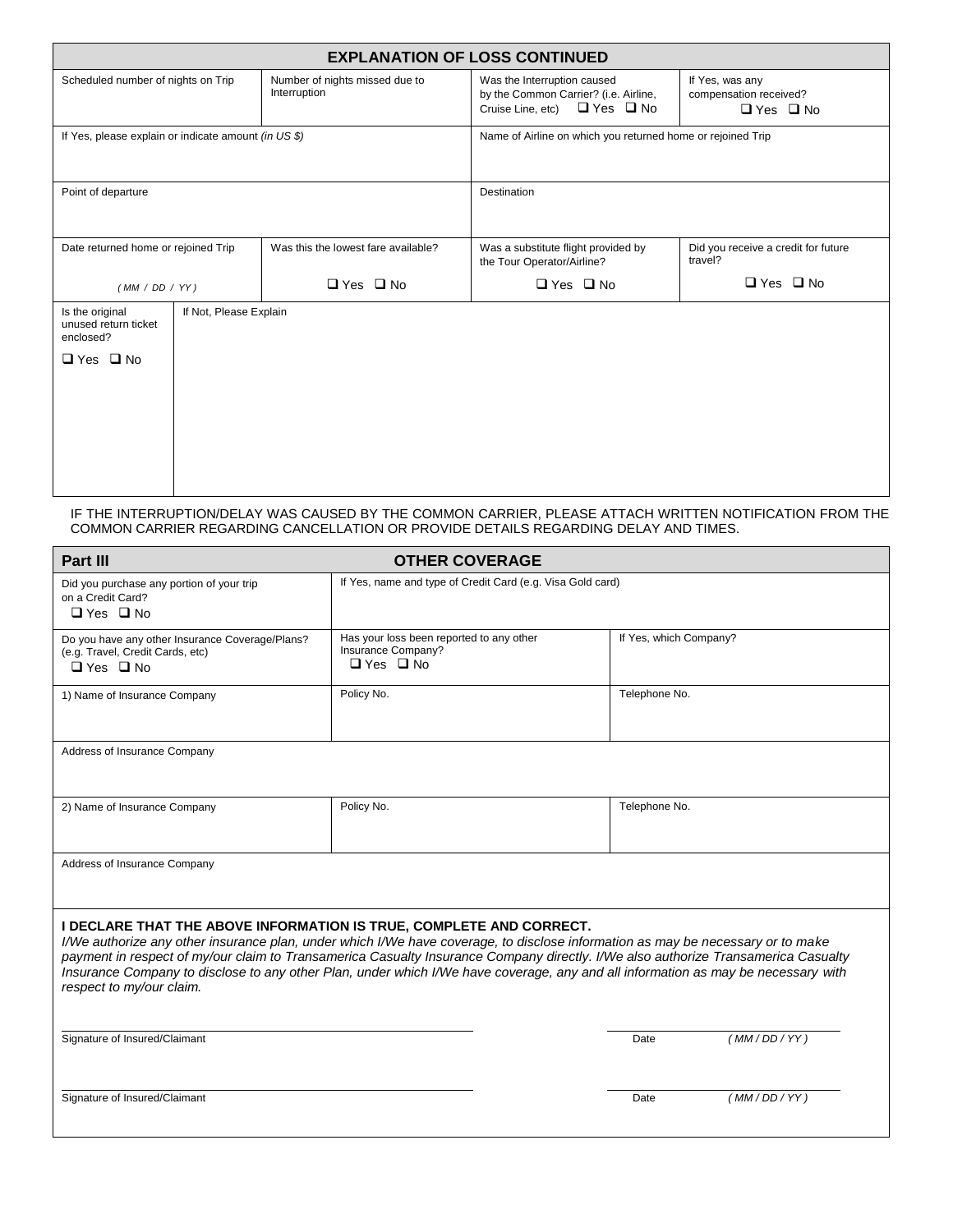## EXPLANATION OF LOSS CONTINUED

| Scheduled number of nights on Trip | Number of nights missed due to Interruption | Was the Interruption caused by the Common Carrier? (i.e. Airline, Cruise Line, etc) ❑ Yes ❑ No | If Yes, was any compensation received? ❑ Yes ❑ No |
|---|---|---|---|
| If Yes, please explain or indicate amount *(in US $)* | | Name of Airline on which you returned home or rejoined Trip | |
| Point of departure | | Destination | |
| Date returned home or rejoined Trip *( MM / DD / YY )* | Was this the lowest fare available? ❑ Yes ❑ No | Was a substitute flight provided by the Tour Operator/Airline? ❑ Yes ❑ No | Did you receive a credit for future travel? ❑ Yes ❑ No |
| Is the original unused return ticket enclosed? ❑ Yes ❑ No | If Not, Please Explain | | |

IF THE INTERRUPTION/DELAY WAS CAUSED BY THE COMMON CARRIER, PLEASE ATTACH WRITTEN NOTIFICATION FROM THE COMMON CARRIER REGARDING CANCELLATION OR PROVIDE DETAILS REGARDING DELAY AND TIMES.

## Part III OTHER COVERAGE

| Did you purchase any portion of your trip on a Credit Card? ❑ Yes ❑ No | If Yes, name and type of Credit Card (e.g. Visa Gold card) | |
|---|---|---|
| Do you have any other Insurance Coverage/Plans? (e.g. Travel, Credit Cards, etc) ❑ Yes ❑ No | Has your loss been reported to any other Insurance Company? ❑ Yes ❑ No | If Yes, which Company? |
| 1) Name of Insurance Company | Policy No. | Telephone No. |
| Address of Insurance Company | | |
| 2) Name of Insurance Company | Policy No. | Telephone No. |
| Address of Insurance Company | | |

**I DECLARE THAT THE ABOVE INFORMATION IS TRUE, COMPLETE AND CORRECT.**
*I/We authorize any other insurance plan, under which I/We have coverage, to disclose information as may be necessary or to make payment in respect of my/our claim to Transamerica Casualty Insurance Company directly. I/We also authorize Transamerica Casualty Insurance Company to disclose to any other Plan, under which I/We have coverage, any and all information as may be necessary with respect to my/our claim.*

Signature of Insured/Claimant _______________ Date *( MM / DD / YY )*

Signature of Insured/Claimant _______________ Date *( MM / DD / YY )*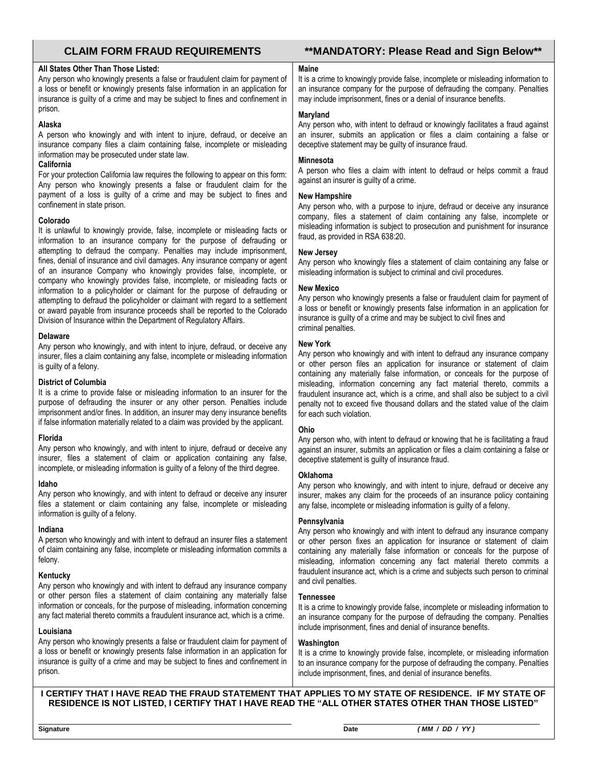## CLAIM FORM FRAUD REQUIREMENTS **MANDATORY: Please Read and Sign Below**

**All States Other Than Those Listed:**
Any person who knowingly presents a false or fraudulent claim for payment of a loss or benefit or knowingly presents false information in an application for insurance is guilty of a crime and may be subject to fines and confinement in prison.

**Alaska**
A person who knowingly and with intent to injure, defraud, or deceive an insurance company files a claim containing false, incomplete or misleading information may be prosecuted under state law.

**California**
For your protection California law requires the following to appear on this form: Any person who knowingly presents a false or fraudulent claim for the payment of a loss is guilty of a crime and may be subject to fines and confinement in state prison.

**Colorado**
It is unlawful to knowingly provide, false, incomplete or misleading facts or information to an insurance company for the purpose of defrauding or attempting to defraud the company. Penalties may include imprisonment, fines, denial of insurance and civil damages. Any insurance company or agent of an insurance Company who knowingly provides false, incomplete, or company who knowingly provides false, incomplete, or misleading facts or information to a policyholder or claimant for the purpose of defrauding or attempting to defraud the policyholder or claimant with regard to a settlement or award payable from insurance proceeds shall be reported to the Colorado Division of Insurance within the Department of Regulatory Affairs.

**Delaware**
Any person who knowingly, and with intent to injure, defraud, or deceive any insurer, files a claim containing any false, incomplete or misleading information is guilty of a felony.

**District of Columbia**
It is a crime to provide false or misleading information to an insurer for the purpose of defrauding the insurer or any other person. Penalties include imprisonment and/or fines. In addition, an insurer may deny insurance benefits if false information materially related to a claim was provided by the applicant.

**Florida**
Any person who knowingly, and with intent to injure, defraud or deceive any insurer, files a statement of claim or application containing any false, incomplete, or misleading information is guilty of a felony of the third degree.

**Idaho**
Any person who knowingly, and with intent to defraud or deceive any insurer files a statement or claim containing any false, incomplete or misleading information is guilty of a felony.

**Indiana**
A person who knowingly and with intent to defraud an insurer files a statement of claim containing any false, incomplete or misleading information commits a felony.

**Kentucky**
Any person who knowingly and with intent to defraud any insurance company or other person files a statement of claim containing any materially false information or conceals, for the purpose of misleading, information concerning any fact material thereto commits a fraudulent insurance act, which is a crime.

**Louisiana**
Any person who knowingly presents a false or fraudulent claim for payment of a loss or benefit or knowingly presents false information in an application for insurance is guilty of a crime and may be subject to fines and confinement in prison.

**Maine**
It is a crime to knowingly provide false, incomplete or misleading information to an insurance company for the purpose of defrauding the company. Penalties may include imprisonment, fines or a denial of insurance benefits.

**Maryland**
Any person who, with intent to defraud or knowingly facilitates a fraud against an insurer, submits an application or files a claim containing a false or deceptive statement may be guilty of insurance fraud.

**Minnesota**
A person who files a claim with intent to defraud or helps commit a fraud against an insurer is guilty of a crime.

**New Hampshire**
Any person who, with a purpose to injure, defraud or deceive any insurance company, files a statement of claim containing any false, incomplete or misleading information is subject to prosecution and punishment for insurance fraud, as provided in RSA 638:20.

**New Jersey**
Any person who knowingly files a statement of claim containing any false or misleading information is subject to criminal and civil procedures.

**New Mexico**
Any person who knowingly presents a false or fraudulent claim for payment of a loss or benefit or knowingly presents false information in an application for insurance is guilty of a crime and may be subject to civil fines and criminal penalties.

**New York**
Any person who knowingly and with intent to defraud any insurance company or other person files an application for insurance or statement of claim containing any materially false information, or conceals for the purpose of misleading, information concerning any fact material thereto, commits a fraudulent insurance act, which is a crime, and shall also be subject to a civil penalty not to exceed five thousand dollars and the stated value of the claim for each such violation.

**Ohio**
Any person who, with intent to defraud or knowing that he is facilitating a fraud against an insurer, submits an application or files a claim containing a false or deceptive statement is guilty of insurance fraud.

**Oklahoma**
Any person who knowingly, and with intent to injure, defraud or deceive any insurer, makes any claim for the proceeds of an insurance policy containing any false, incomplete or misleading information is guilty of a felony.

**Pennsylvania**
Any person who knowingly and with intent to defraud any insurance company or other person fixes an application for insurance or statement of claim containing any materially false information or conceals for the purpose of misleading, information concerning any fact material thereto commits a fraudulent insurance act, which is a crime and subjects such person to criminal and civil penalties.

**Tennessee**
It is a crime to knowingly provide false, incomplete or misleading information to an insurance company for the purpose of defrauding the company. Penalties include imprisonment, fines and denial of insurance benefits.

**Washington**
It is a crime to knowingly provide false, incomplete, or misleading information to an insurance company for the purpose of defrauding the company. Penalties include imprisonment, fines, and denial of insurance benefits.

**I CERTIFY THAT I HAVE READ THE FRAUD STATEMENT THAT APPLIES TO MY STATE OF RESIDENCE. IF MY STATE OF RESIDENCE IS NOT LISTED, I CERTIFY THAT I HAVE READ THE "ALL OTHER STATES OTHER THAN THOSE LISTED"**

**Signature** ______________________________ **Date** ( MM / DD / YY )